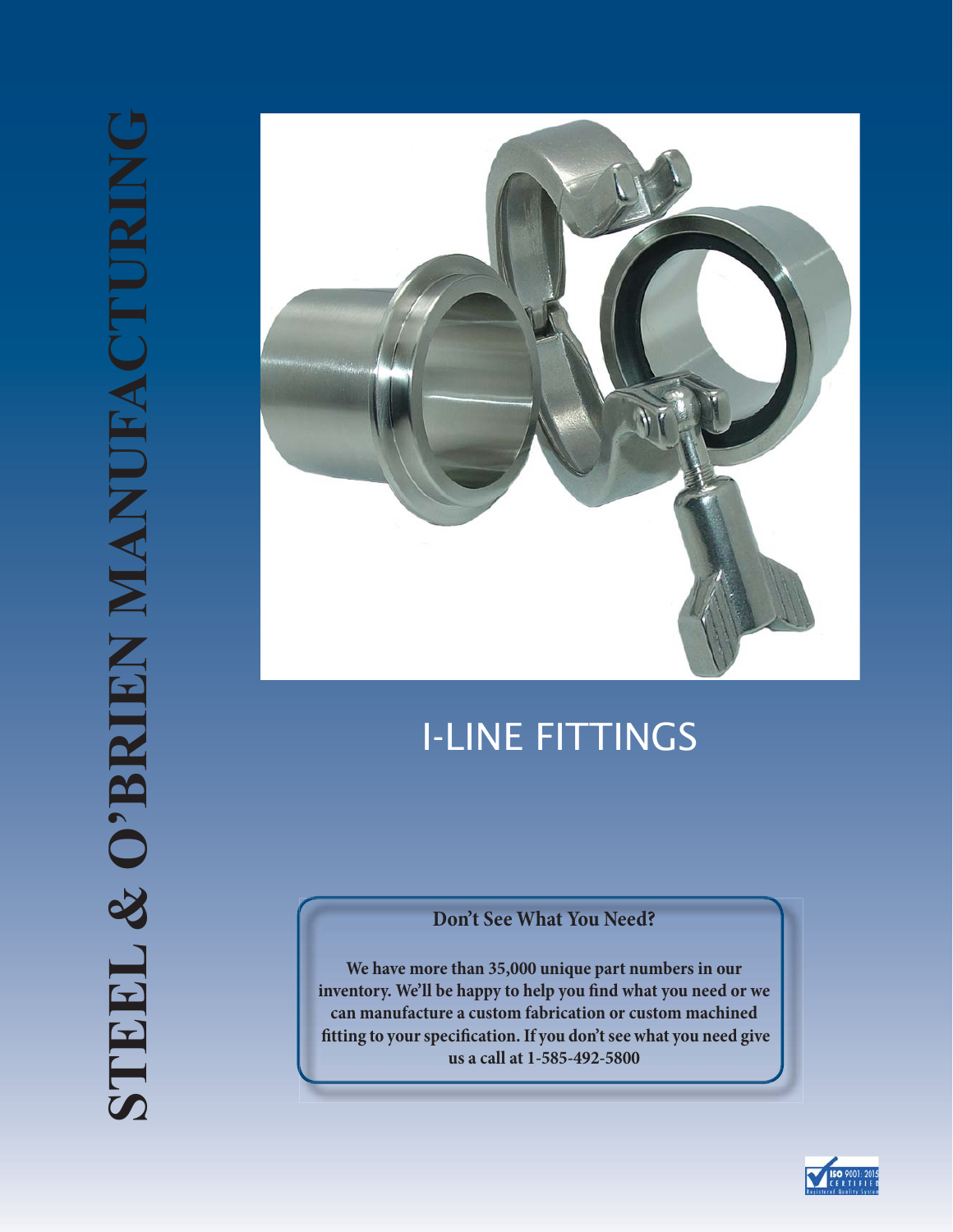# STEEL & O'BRIEN MANUFACTURING

## I-LINE FITTINGS

**Don't See What You Need?**

**We have more than 35,000 unique part numbers in our inventory. We'll be happy to help you find what you need or we can manufacture a custom fabrication or custom machined fitting to your specification. If you don't see what you need give us a call at 1-585-492-5800**

ISO 9001: 2015 CERTIFIED Registered Quality System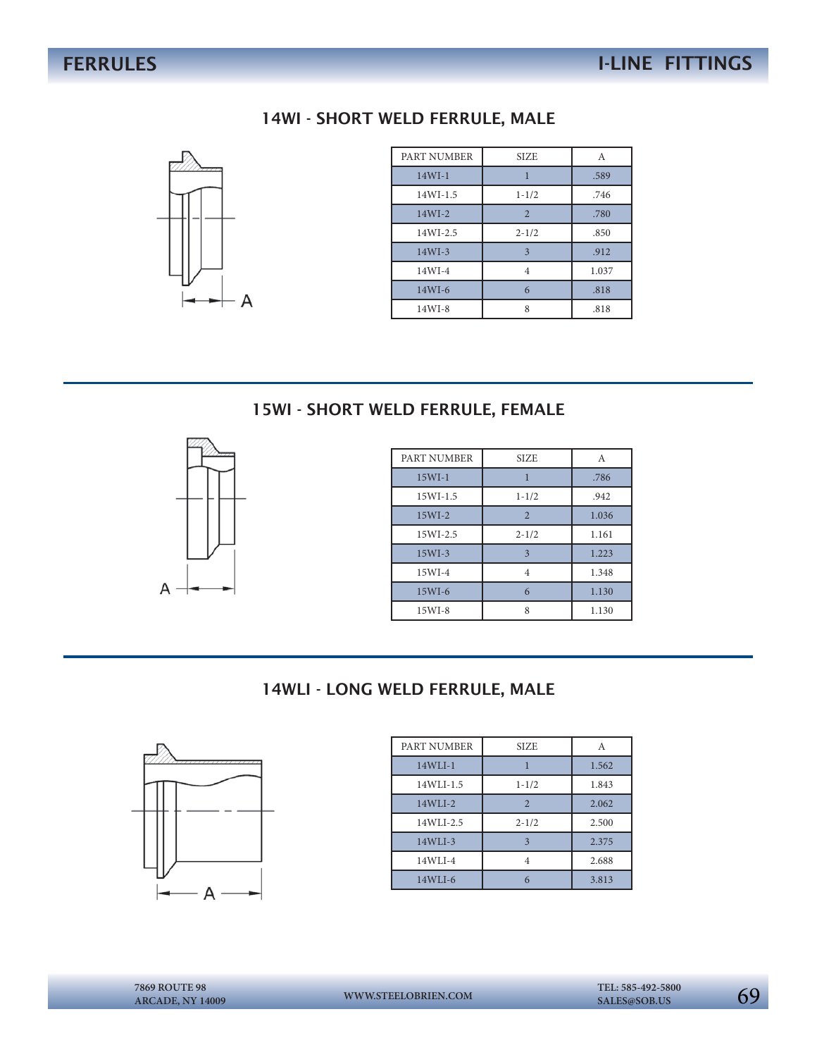# FERRULES

# I-LINE FITTINGS

## 14WI - SHORT WELD FERRULE, MALE

| PART NUMBER | SIZE | A |
|---|---|---|
| 14WI-1 | 1 | .589 |
| 14WI-1.5 | 1-1/2 | .746 |
| 14WI-2 | 2 | .780 |
| 14WI-2.5 | 2-1/2 | .850 |
| 14WI-3 | 3 | .912 |
| 14WI-4 | 4 | 1.037 |
| 14WI-6 | 6 | .818 |
| 14WI-8 | 8 | .818 |

## 15WI - SHORT WELD FERRULE, FEMALE

| PART NUMBER | SIZE | A |
|---|---|---|
| 15WI-1 | 1 | .786 |
| 15WI-1.5 | 1-1/2 | .942 |
| 15WI-2 | 2 | 1.036 |
| 15WI-2.5 | 2-1/2 | 1.161 |
| 15WI-3 | 3 | 1.223 |
| 15WI-4 | 4 | 1.348 |
| 15WI-6 | 6 | 1.130 |
| 15WI-8 | 8 | 1.130 |

## 14WLI - LONG WELD FERRULE, MALE

| PART NUMBER | SIZE | A |
|---|---|---|
| 14WLI-1 | 1 | 1.562 |
| 14WLI-1.5 | 1-1/2 | 1.843 |
| 14WLI-2 | 2 | 2.062 |
| 14WLI-2.5 | 2-1/2 | 2.500 |
| 14WLI-3 | 3 | 2.375 |
| 14WLI-4 | 4 | 2.688 |
| 14WLI-6 | 6 | 3.813 |

7869 ROUTE 98
ARCADE, NY 14009

WWW.STEELOBRIEN.COM

TEL: 585-492-5800
SALES@SOB.US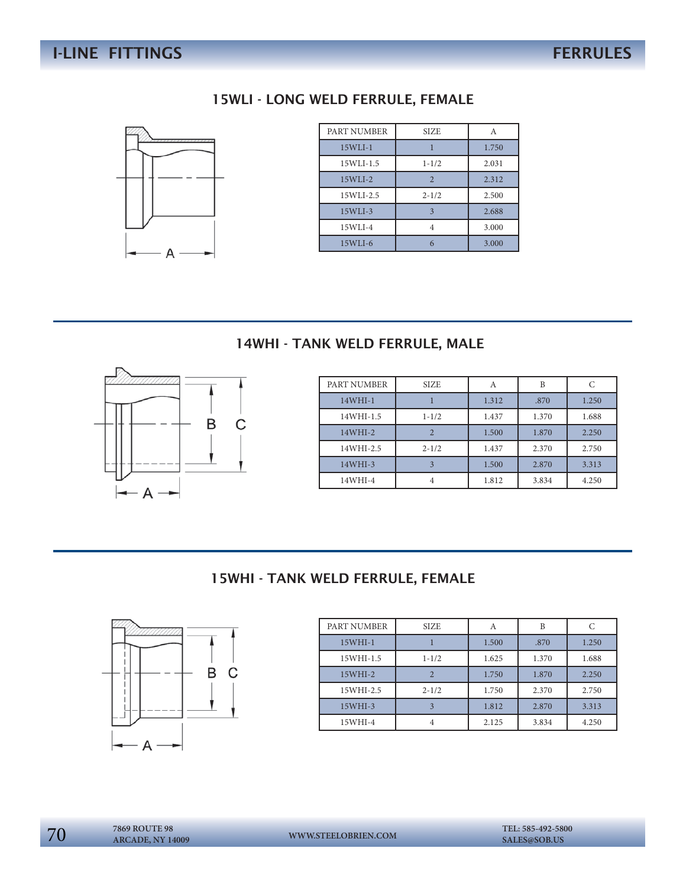# I-LINE FITTINGS — FERRULES

## 15WLI - LONG WELD FERRULE, FEMALE

| PART NUMBER | SIZE | A |
|---|---|---|
| 15WLI-1 | 1 | 1.750 |
| 15WLI-1.5 | 1-1/2 | 2.031 |
| 15WLI-2 | 2 | 2.312 |
| 15WLI-2.5 | 2-1/2 | 2.500 |
| 15WLI-3 | 3 | 2.688 |
| 15WLI-4 | 4 | 3.000 |
| 15WLI-6 | 6 | 3.000 |

## 14WHI - TANK WELD FERRULE, MALE

| PART NUMBER | SIZE | A | B | C |
|---|---|---|---|---|
| 14WHI-1 | 1 | 1.312 | .870 | 1.250 |
| 14WHI-1.5 | 1-1/2 | 1.437 | 1.370 | 1.688 |
| 14WHI-2 | 2 | 1.500 | 1.870 | 2.250 |
| 14WHI-2.5 | 2-1/2 | 1.437 | 2.370 | 2.750 |
| 14WHI-3 | 3 | 1.500 | 2.870 | 3.313 |
| 14WHI-4 | 4 | 1.812 | 3.834 | 4.250 |

## 15WHI - TANK WELD FERRULE, FEMALE

| PART NUMBER | SIZE | A | B | C |
|---|---|---|---|---|
| 15WHI-1 | 1 | 1.500 | .870 | 1.250 |
| 15WHI-1.5 | 1-1/2 | 1.625 | 1.370 | 1.688 |
| 15WHI-2 | 2 | 1.750 | 1.870 | 2.250 |
| 15WHI-2.5 | 2-1/2 | 1.750 | 2.370 | 2.750 |
| 15WHI-3 | 3 | 1.812 | 2.870 | 3.313 |
| 15WHI-4 | 4 | 2.125 | 3.834 | 4.250 |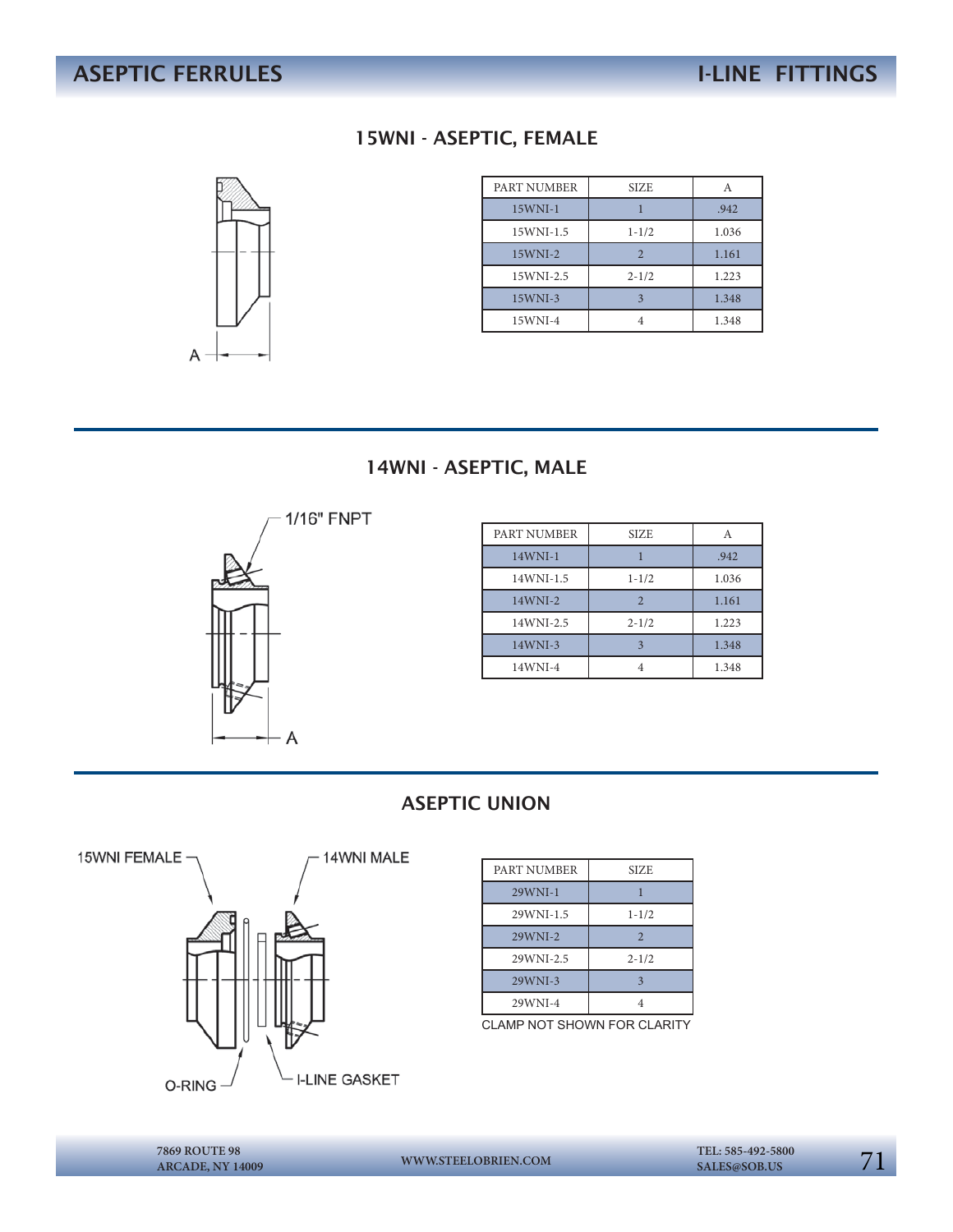# ASEPTIC FERRULES — I-LINE FITTINGS

## 15WNI - ASEPTIC, FEMALE

A

| PART NUMBER | SIZE | A |
|---|---|---|
| 15WNI-1 | 1 | .942 |
| 15WNI-1.5 | 1-1/2 | 1.036 |
| 15WNI-2 | 2 | 1.161 |
| 15WNI-2.5 | 2-1/2 | 1.223 |
| 15WNI-3 | 3 | 1.348 |
| 15WNI-4 | 4 | 1.348 |

## 14WNI - ASEPTIC, MALE

1/16" FNPT

A

| PART NUMBER | SIZE | A |
|---|---|---|
| 14WNI-1 | 1 | .942 |
| 14WNI-1.5 | 1-1/2 | 1.036 |
| 14WNI-2 | 2 | 1.161 |
| 14WNI-2.5 | 2-1/2 | 1.223 |
| 14WNI-3 | 3 | 1.348 |
| 14WNI-4 | 4 | 1.348 |

## ASEPTIC UNION

15WNI FEMALE — 14WNI MALE

O-RING — I-LINE GASKET

| PART NUMBER | SIZE |
|---|---|
| 29WNI-1 | 1 |
| 29WNI-1.5 | 1-1/2 |
| 29WNI-2 | 2 |
| 29WNI-2.5 | 2-1/2 |
| 29WNI-3 | 3 |
| 29WNI-4 | 4 |

CLAMP NOT SHOWN FOR CLARITY

7869 ROUTE 98
ARCADE, NY 14009

WWW.STEELOBRIEN.COM

TEL: 585-492-5800
SALES@SOB.US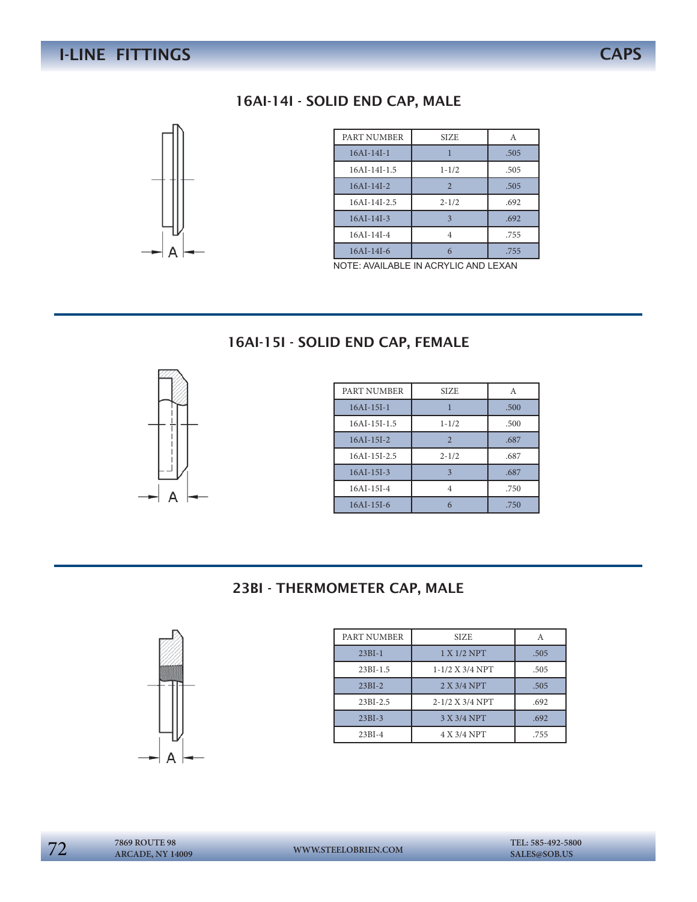# I-LINE FITTINGS — CAPS

## 16AI-14I - SOLID END CAP, MALE

| PART NUMBER | SIZE | A |
|---|---|---|
| 16AI-14I-1 | 1 | .505 |
| 16AI-14I-1.5 | 1-1/2 | .505 |
| 16AI-14I-2 | 2 | .505 |
| 16AI-14I-2.5 | 2-1/2 | .692 |
| 16AI-14I-3 | 3 | .692 |
| 16AI-14I-4 | 4 | .755 |
| 16AI-14I-6 | 6 | .755 |

NOTE: AVAILABLE IN ACRYLIC AND LEXAN

## 16AI-15I - SOLID END CAP, FEMALE

| PART NUMBER | SIZE | A |
|---|---|---|
| 16AI-15I-1 | 1 | .500 |
| 16AI-15I-1.5 | 1-1/2 | .500 |
| 16AI-15I-2 | 2 | .687 |
| 16AI-15I-2.5 | 2-1/2 | .687 |
| 16AI-15I-3 | 3 | .687 |
| 16AI-15I-4 | 4 | .750 |
| 16AI-15I-6 | 6 | .750 |

## 23BI - THERMOMETER CAP, MALE

| PART NUMBER | SIZE | A |
|---|---|---|
| 23BI-1 | 1 X 1/2 NPT | .505 |
| 23BI-1.5 | 1-1/2 X 3/4 NPT | .505 |
| 23BI-2 | 2 X 3/4 NPT | .505 |
| 23BI-2.5 | 2-1/2 X 3/4 NPT | .692 |
| 23BI-3 | 3 X 3/4 NPT | .692 |
| 23BI-4 | 4 X 3/4 NPT | .755 |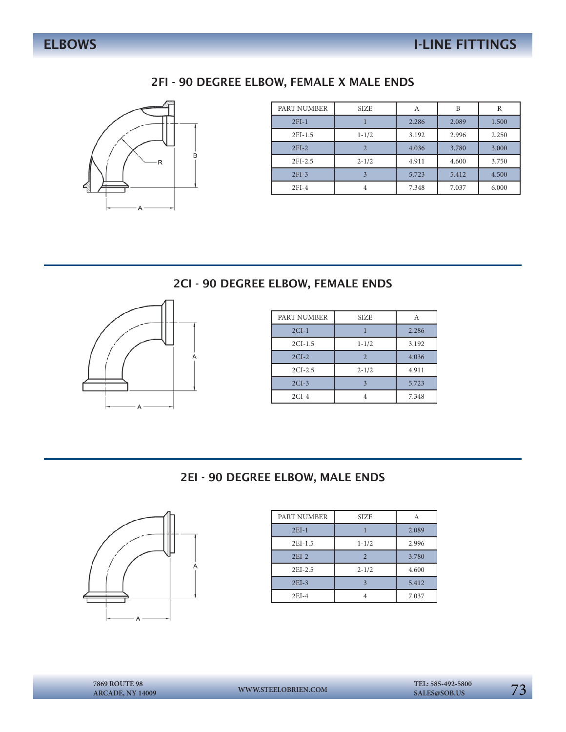## 2FI - 90 DEGREE ELBOW, FEMALE X MALE ENDS

| PART NUMBER | SIZE | A | B | R |
|---|---|---|---|---|
| 2FI-1 | 1 | 2.286 | 2.089 | 1.500 |
| 2FI-1.5 | 1-1/2 | 3.192 | 2.996 | 2.250 |
| 2FI-2 | 2 | 4.036 | 3.780 | 3.000 |
| 2FI-2.5 | 2-1/2 | 4.911 | 4.600 | 3.750 |
| 2FI-3 | 3 | 5.723 | 5.412 | 4.500 |
| 2FI-4 | 4 | 7.348 | 7.037 | 6.000 |

## 2CI - 90 DEGREE ELBOW, FEMALE ENDS

| PART NUMBER | SIZE | A |
|---|---|---|
| 2CI-1 | 1 | 2.286 |
| 2CI-1.5 | 1-1/2 | 3.192 |
| 2CI-2 | 2 | 4.036 |
| 2CI-2.5 | 2-1/2 | 4.911 |
| 2CI-3 | 3 | 5.723 |
| 2CI-4 | 4 | 7.348 |

## 2EI - 90 DEGREE ELBOW, MALE ENDS

| PART NUMBER | SIZE | A |
|---|---|---|
| 2EI-1 | 1 | 2.089 |
| 2EI-1.5 | 1-1/2 | 2.996 |
| 2EI-2 | 2 | 3.780 |
| 2EI-2.5 | 2-1/2 | 4.600 |
| 2EI-3 | 3 | 5.412 |
| 2EI-4 | 4 | 7.037 |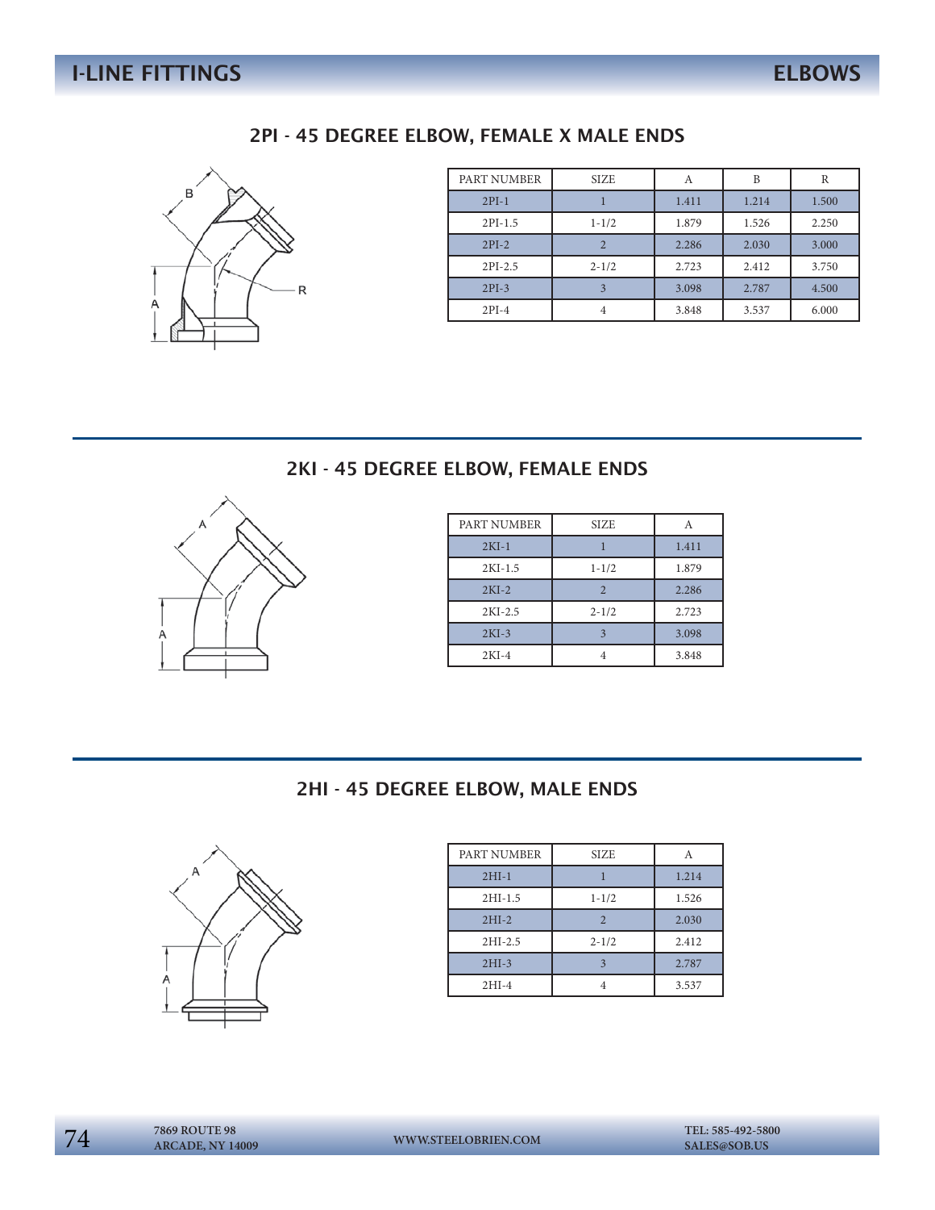# I-LINE FITTINGS — ELBOWS

## 2PI - 45 DEGREE ELBOW, FEMALE X MALE ENDS

| PART NUMBER | SIZE | A | B | R |
|---|---|---|---|---|
| 2PI-1 | 1 | 1.411 | 1.214 | 1.500 |
| 2PI-1.5 | 1-1/2 | 1.879 | 1.526 | 2.250 |
| 2PI-2 | 2 | 2.286 | 2.030 | 3.000 |
| 2PI-2.5 | 2-1/2 | 2.723 | 2.412 | 3.750 |
| 2PI-3 | 3 | 3.098 | 2.787 | 4.500 |
| 2PI-4 | 4 | 3.848 | 3.537 | 6.000 |

## 2KI - 45 DEGREE ELBOW, FEMALE ENDS

| PART NUMBER | SIZE | A |
|---|---|---|
| 2KI-1 | 1 | 1.411 |
| 2KI-1.5 | 1-1/2 | 1.879 |
| 2KI-2 | 2 | 2.286 |
| 2KI-2.5 | 2-1/2 | 2.723 |
| 2KI-3 | 3 | 3.098 |
| 2KI-4 | 4 | 3.848 |

## 2HI - 45 DEGREE ELBOW, MALE ENDS

| PART NUMBER | SIZE | A |
|---|---|---|
| 2HI-1 | 1 | 1.214 |
| 2HI-1.5 | 1-1/2 | 1.526 |
| 2HI-2 | 2 | 2.030 |
| 2HI-2.5 | 2-1/2 | 2.412 |
| 2HI-3 | 3 | 2.787 |
| 2HI-4 | 4 | 3.537 |

7869 ROUTE 98
ARCADE, NY 14009

WWW.STEELOBRIEN.COM

TEL: 585-492-5800
SALES@SOB.US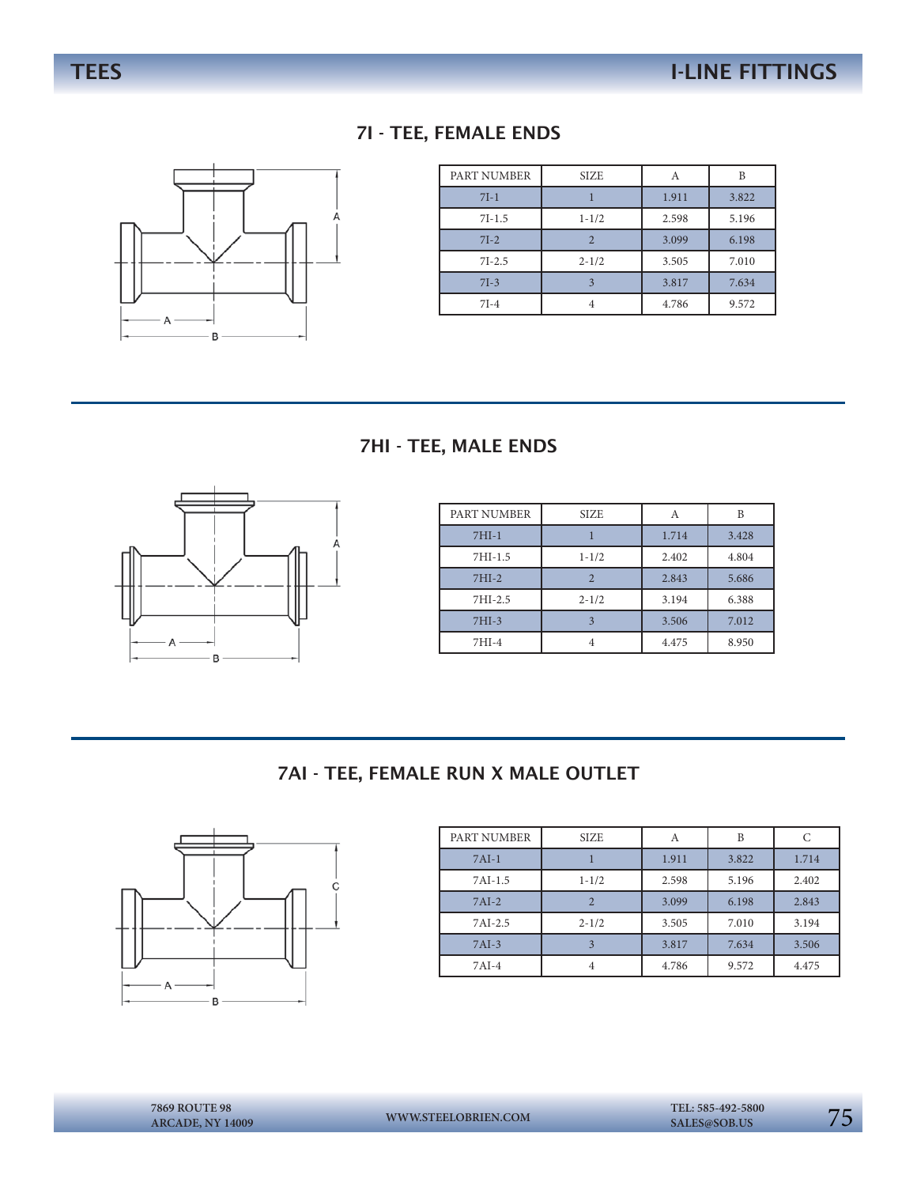# TEES

## I-LINE FITTINGS

### 7I - TEE, FEMALE ENDS

| PART NUMBER | SIZE | A | B |
|---|---|---|---|
| 7I-1 | 1 | 1.911 | 3.822 |
| 7I-1.5 | 1-1/2 | 2.598 | 5.196 |
| 7I-2 | 2 | 3.099 | 6.198 |
| 7I-2.5 | 2-1/2 | 3.505 | 7.010 |
| 7I-3 | 3 | 3.817 | 7.634 |
| 7I-4 | 4 | 4.786 | 9.572 |

### 7HI - TEE, MALE ENDS

| PART NUMBER | SIZE | A | B |
|---|---|---|---|
| 7HI-1 | 1 | 1.714 | 3.428 |
| 7HI-1.5 | 1-1/2 | 2.402 | 4.804 |
| 7HI-2 | 2 | 2.843 | 5.686 |
| 7HI-2.5 | 2-1/2 | 3.194 | 6.388 |
| 7HI-3 | 3 | 3.506 | 7.012 |
| 7HI-4 | 4 | 4.475 | 8.950 |

### 7AI - TEE, FEMALE RUN X MALE OUTLET

| PART NUMBER | SIZE | A | B | C |
|---|---|---|---|---|
| 7AI-1 | 1 | 1.911 | 3.822 | 1.714 |
| 7AI-1.5 | 1-1/2 | 2.598 | 5.196 | 2.402 |
| 7AI-2 | 2 | 3.099 | 6.198 | 2.843 |
| 7AI-2.5 | 2-1/2 | 3.505 | 7.010 | 3.194 |
| 7AI-3 | 3 | 3.817 | 7.634 | 3.506 |
| 7AI-4 | 4 | 4.786 | 9.572 | 4.475 |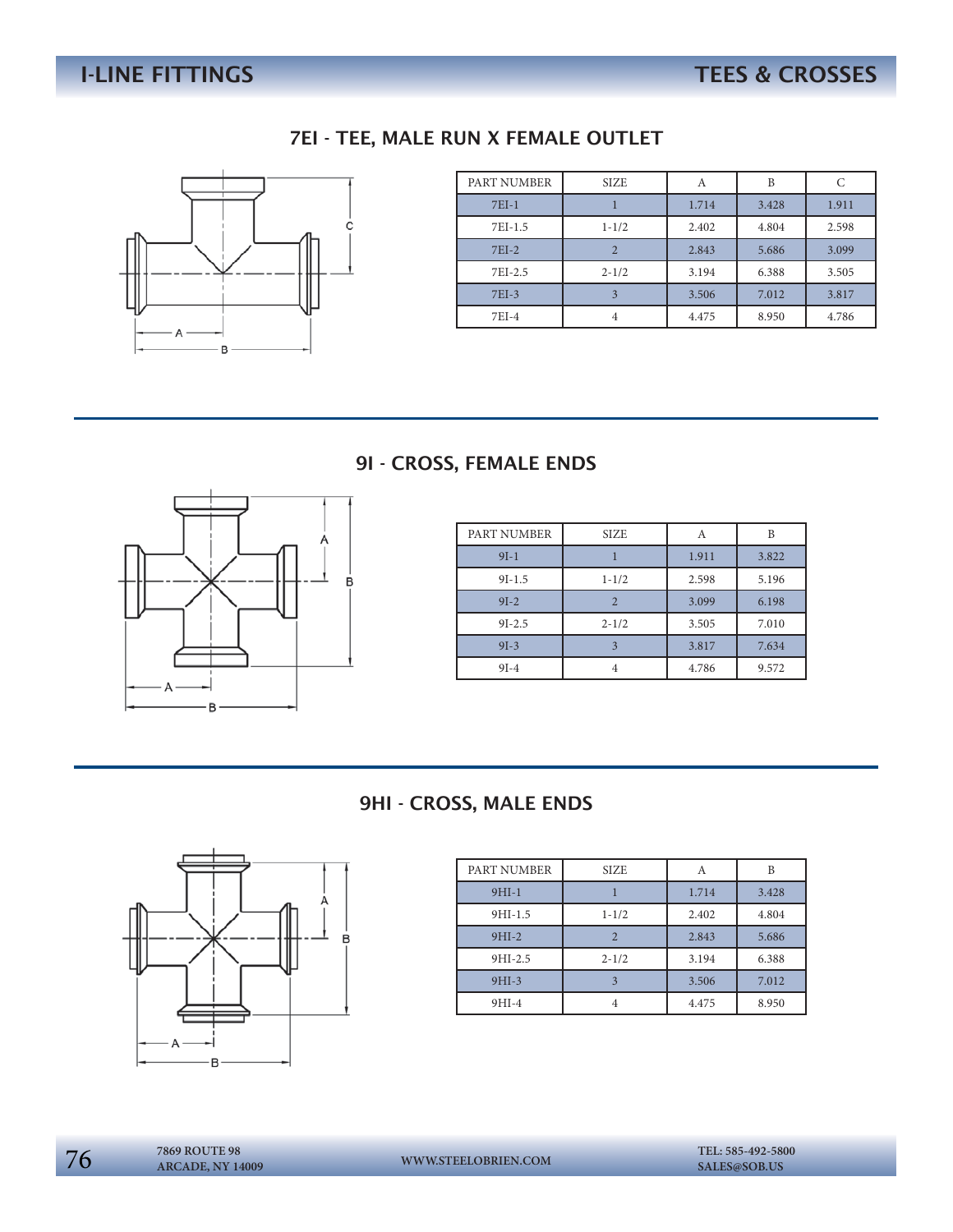## 7EI - TEE, MALE RUN X FEMALE OUTLET

| PART NUMBER | SIZE | A | B | C |
|---|---|---|---|---|
| 7EI-1 | 1 | 1.714 | 3.428 | 1.911 |
| 7EI-1.5 | 1-1/2 | 2.402 | 4.804 | 2.598 |
| 7EI-2 | 2 | 2.843 | 5.686 | 3.099 |
| 7EI-2.5 | 2-1/2 | 3.194 | 6.388 | 3.505 |
| 7EI-3 | 3 | 3.506 | 7.012 | 3.817 |
| 7EI-4 | 4 | 4.475 | 8.950 | 4.786 |

## 9I - CROSS, FEMALE ENDS

| PART NUMBER | SIZE | A | B |
|---|---|---|---|
| 9I-1 | 1 | 1.911 | 3.822 |
| 9I-1.5 | 1-1/2 | 2.598 | 5.196 |
| 9I-2 | 2 | 3.099 | 6.198 |
| 9I-2.5 | 2-1/2 | 3.505 | 7.010 |
| 9I-3 | 3 | 3.817 | 7.634 |
| 9I-4 | 4 | 4.786 | 9.572 |

## 9HI - CROSS, MALE ENDS

| PART NUMBER | SIZE | A | B |
|---|---|---|---|
| 9HI-1 | 1 | 1.714 | 3.428 |
| 9HI-1.5 | 1-1/2 | 2.402 | 4.804 |
| 9HI-2 | 2 | 2.843 | 5.686 |
| 9HI-2.5 | 2-1/2 | 3.194 | 6.388 |
| 9HI-3 | 3 | 3.506 | 7.012 |
| 9HI-4 | 4 | 4.475 | 8.950 |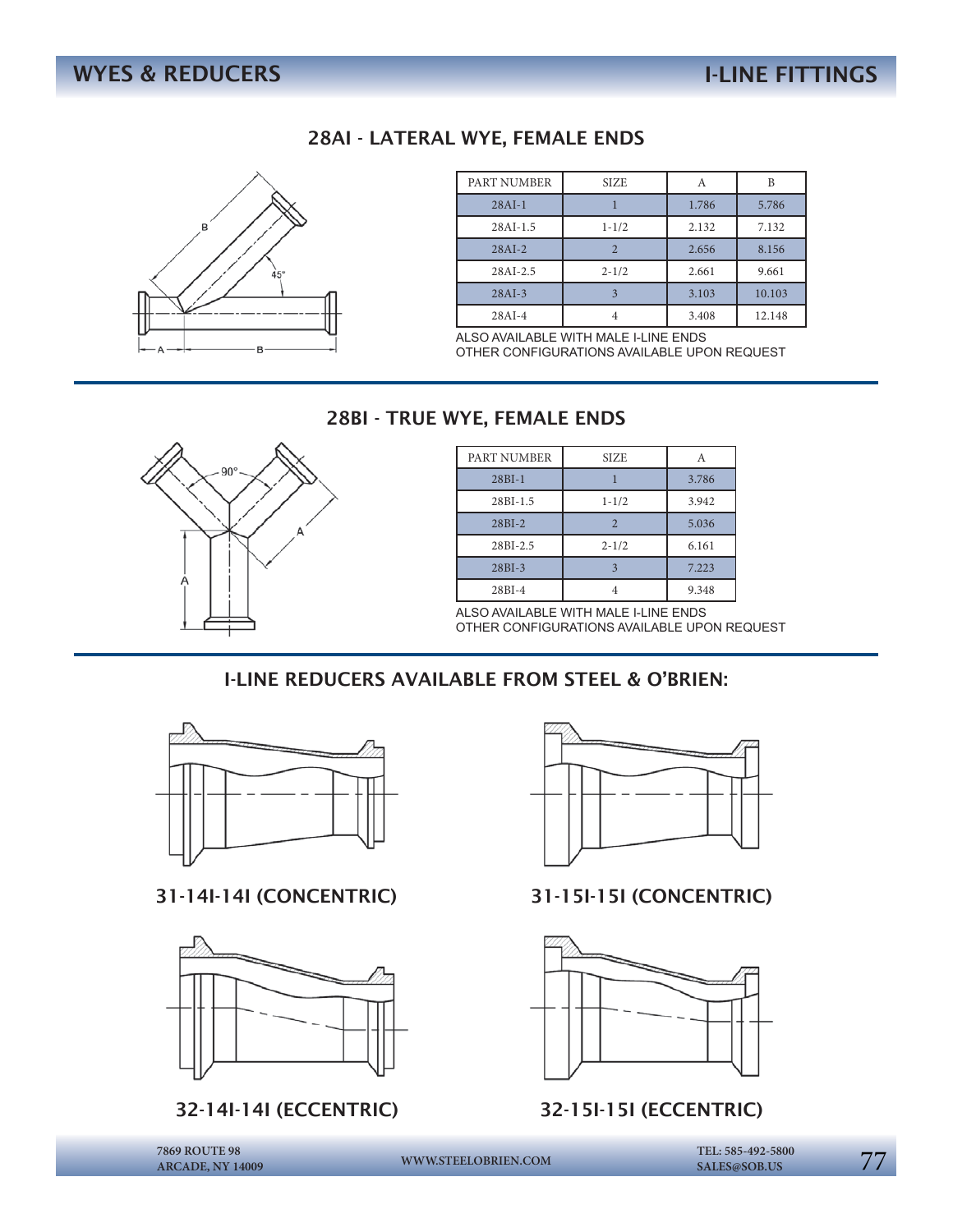## WYES & REDUCERS

## I-LINE FITTINGS

### 28AI - LATERAL WYE, FEMALE ENDS

| PART NUMBER | SIZE | A | B |
|---|---|---|---|
| 28AI-1 | 1 | 1.786 | 5.786 |
| 28AI-1.5 | 1-1/2 | 2.132 | 7.132 |
| 28AI-2 | 2 | 2.656 | 8.156 |
| 28AI-2.5 | 2-1/2 | 2.661 | 9.661 |
| 28AI-3 | 3 | 3.103 | 10.103 |
| 28AI-4 | 4 | 3.408 | 12.148 |

ALSO AVAILABLE WITH MALE I-LINE ENDS
OTHER CONFIGURATIONS AVAILABLE UPON REQUEST

### 28BI - TRUE WYE, FEMALE ENDS

| PART NUMBER | SIZE | A |
|---|---|---|
| 28BI-1 | 1 | 3.786 |
| 28BI-1.5 | 1-1/2 | 3.942 |
| 28BI-2 | 2 | 5.036 |
| 28BI-2.5 | 2-1/2 | 6.161 |
| 28BI-3 | 3 | 7.223 |
| 28BI-4 | 4 | 9.348 |

ALSO AVAILABLE WITH MALE I-LINE ENDS
OTHER CONFIGURATIONS AVAILABLE UPON REQUEST

### I-LINE REDUCERS AVAILABLE FROM STEEL & O'BRIEN:

31-14I-14I (CONCENTRIC)

31-15I-15I (CONCENTRIC)

32-14I-14I (ECCENTRIC)

32-15I-15I (ECCENTRIC)

7869 ROUTE 98
ARCADE, NY 14009

WWW.STEELOBRIEN.COM

TEL: 585-492-5800
SALES@SOB.US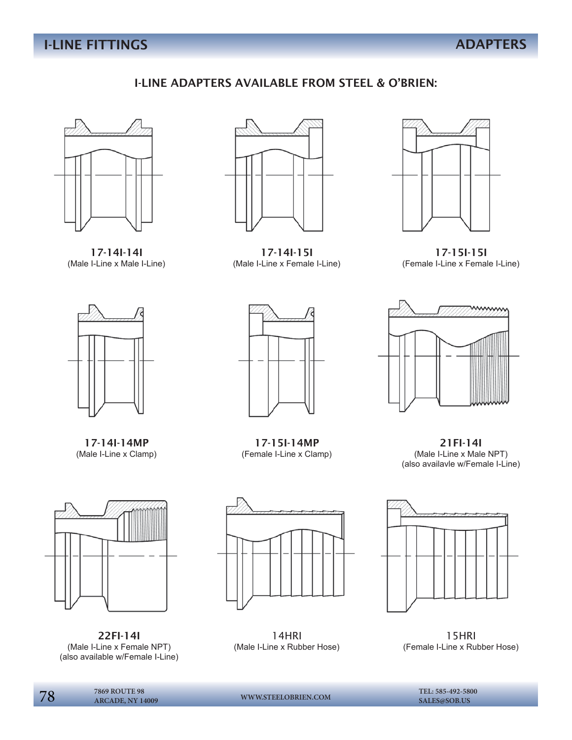# I-LINE FITTINGS — ADAPTERS

## I-LINE ADAPTERS AVAILABLE FROM STEEL & O'BRIEN:

**17-14I-14I**
(Male I-Line x Male I-Line)

**17-14I-15I**
(Male I-Line x Female I-Line)

**17-15I-15I**
(Female I-Line x Female I-Line)

**17-14I-14MP**
(Male I-Line x Clamp)

**17-15I-14MP**
(Female I-Line x Clamp)

**21FI-14I**
(Male I-Line x Male NPT)
(also availavle w/Female I-Line)

**22FI-14I**
(Male I-Line x Female NPT)
(also available w/Female I-Line)

14HRI
(Male I-Line x Rubber Hose)

15HRI
(Female I-Line x Rubber Hose)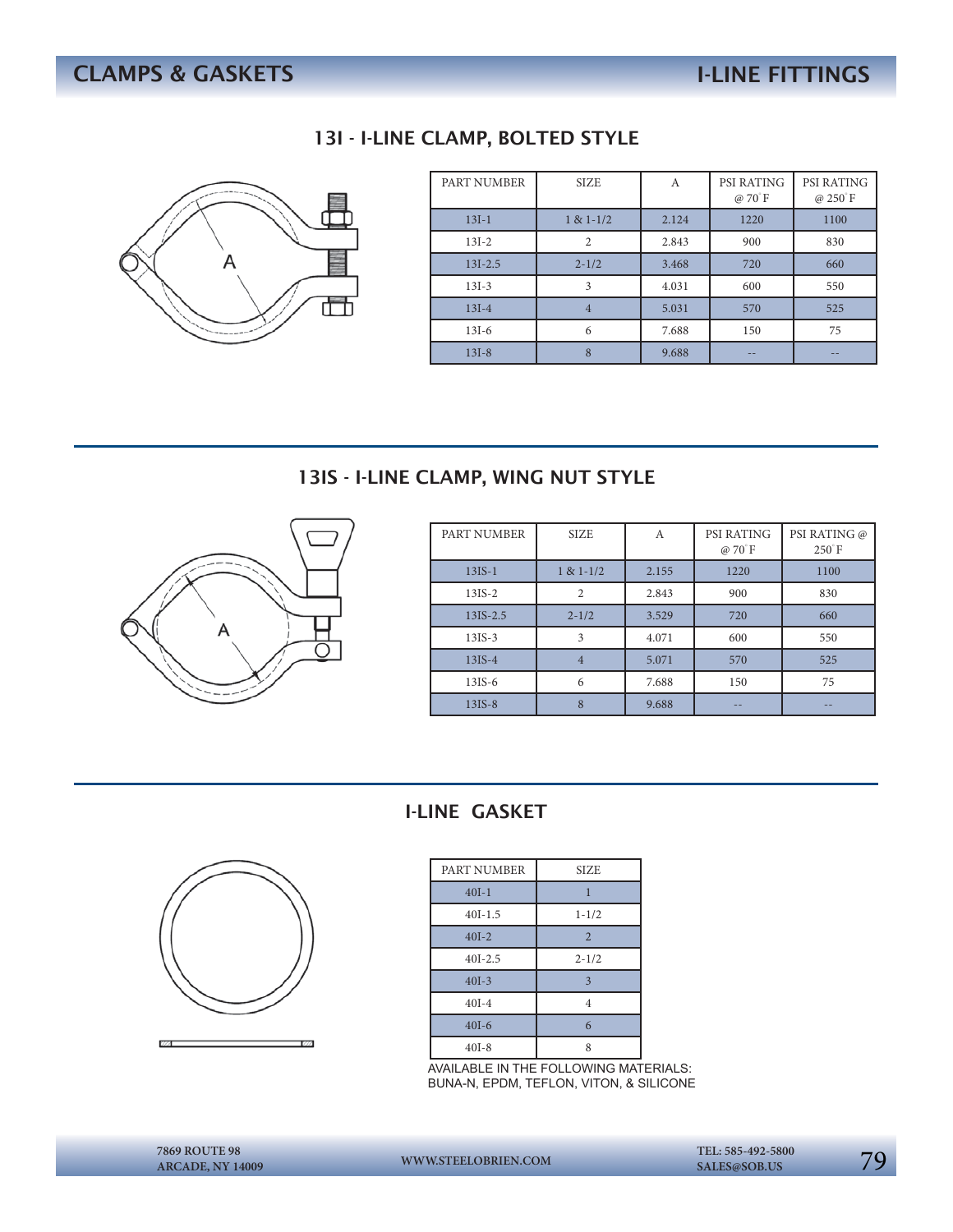## CLAMPS & GASKETS — I-LINE FITTINGS

### 13I - I-LINE CLAMP, BOLTED STYLE

A

| PART NUMBER | SIZE | A | PSI RATING @ 70°F | PSI RATING @ 250°F |
|---|---|---|---|---|
| 13I-1 | 1 & 1-1/2 | 2.124 | 1220 | 1100 |
| 13I-2 | 2 | 2.843 | 900 | 830 |
| 13I-2.5 | 2-1/2 | 3.468 | 720 | 660 |
| 13I-3 | 3 | 4.031 | 600 | 550 |
| 13I-4 | 4 | 5.031 | 570 | 525 |
| 13I-6 | 6 | 7.688 | 150 | 75 |
| 13I-8 | 8 | 9.688 | -- | -- |

### 13IS - I-LINE CLAMP, WING NUT STYLE

A

| PART NUMBER | SIZE | A | PSI RATING @ 70°F | PSI RATING @ 250°F |
|---|---|---|---|---|
| 13IS-1 | 1 & 1-1/2 | 2.155 | 1220 | 1100 |
| 13IS-2 | 2 | 2.843 | 900 | 830 |
| 13IS-2.5 | 2-1/2 | 3.529 | 720 | 660 |
| 13IS-3 | 3 | 4.071 | 600 | 550 |
| 13IS-4 | 4 | 5.071 | 570 | 525 |
| 13IS-6 | 6 | 7.688 | 150 | 75 |
| 13IS-8 | 8 | 9.688 | -- | -- |

### I-LINE GASKET

| PART NUMBER | SIZE |
|---|---|
| 40I-1 | 1 |
| 40I-1.5 | 1-1/2 |
| 40I-2 | 2 |
| 40I-2.5 | 2-1/2 |
| 40I-3 | 3 |
| 40I-4 | 4 |
| 40I-6 | 6 |
| 40I-8 | 8 |

AVAILABLE IN THE FOLLOWING MATERIALS:
BUNA-N, EPDM, TEFLON, VITON, & SILICONE

7869 ROUTE 98
ARCADE, NY 14009

WWW.STEELOBRIEN.COM

TEL: 585-492-5800
SALES@SOB.US